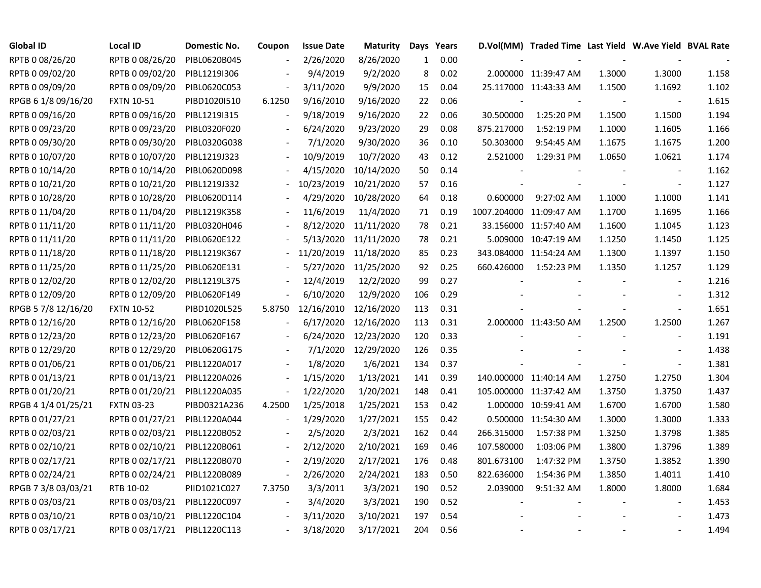| Global ID | Local ID | Domestic No. | Coupon | Issue Date | Maturity | Days | Years | D.Vol(MM) | Traded Time | Last Yield | W.Ave Yield | BVAL Rate |
|---|---|---|---|---|---|---|---|---|---|---|---|---|
| RPTB 0 08/26/20 | RPTB 0 08/26/20 | PIBL0620B045 | - | 2/26/2020 | 8/26/2020 | 1 | 0.00 | - | - | - | - | - |
| RPTB 0 09/02/20 | RPTB 0 09/02/20 | PIBL1219I306 | - | 9/4/2019 | 9/2/2020 | 8 | 0.02 | 2.000000 | 11:39:47 AM | 1.3000 | 1.3000 | 1.158 |
| RPTB 0 09/09/20 | RPTB 0 09/09/20 | PIBL0620C053 | - | 3/11/2020 | 9/9/2020 | 15 | 0.04 | 25.117000 | 11:43:33 AM | 1.1500 | 1.1692 | 1.102 |
| RPGB 6 1/8 09/16/20 | FXTN 10-51 | PIBD1020I510 | 6.1250 | 9/16/2010 | 9/16/2020 | 22 | 0.06 | - | - | - | - | 1.615 |
| RPTB 0 09/16/20 | RPTB 0 09/16/20 | PIBL1219I315 | - | 9/18/2019 | 9/16/2020 | 22 | 0.06 | 30.500000 | 1:25:20 PM | 1.1500 | 1.1500 | 1.194 |
| RPTB 0 09/23/20 | RPTB 0 09/23/20 | PIBL0320F020 | - | 6/24/2020 | 9/23/2020 | 29 | 0.08 | 875.217000 | 1:52:19 PM | 1.1000 | 1.1605 | 1.166 |
| RPTB 0 09/30/20 | RPTB 0 09/30/20 | PIBL0320G038 | - | 7/1/2020 | 9/30/2020 | 36 | 0.10 | 50.303000 | 9:54:45 AM | 1.1675 | 1.1675 | 1.200 |
| RPTB 0 10/07/20 | RPTB 0 10/07/20 | PIBL1219J323 | - | 10/9/2019 | 10/7/2020 | 43 | 0.12 | 2.521000 | 1:29:31 PM | 1.0650 | 1.0621 | 1.174 |
| RPTB 0 10/14/20 | RPTB 0 10/14/20 | PIBL0620D098 | - | 4/15/2020 | 10/14/2020 | 50 | 0.14 | - | - | - | - | 1.162 |
| RPTB 0 10/21/20 | RPTB 0 10/21/20 | PIBL1219J332 | - | 10/23/2019 | 10/21/2020 | 57 | 0.16 | - | - | - | - | 1.127 |
| RPTB 0 10/28/20 | RPTB 0 10/28/20 | PIBL0620D114 | - | 4/29/2020 | 10/28/2020 | 64 | 0.18 | 0.600000 | 9:27:02 AM | 1.1000 | 1.1000 | 1.141 |
| RPTB 0 11/04/20 | RPTB 0 11/04/20 | PIBL1219K358 | - | 11/6/2019 | 11/4/2020 | 71 | 0.19 | 1007.204000 | 11:09:47 AM | 1.1700 | 1.1695 | 1.166 |
| RPTB 0 11/11/20 | RPTB 0 11/11/20 | PIBL0320H046 | - | 8/12/2020 | 11/11/2020 | 78 | 0.21 | 33.156000 | 11:57:40 AM | 1.1600 | 1.1045 | 1.123 |
| RPTB 0 11/11/20 | RPTB 0 11/11/20 | PIBL0620E122 | - | 5/13/2020 | 11/11/2020 | 78 | 0.21 | 5.009000 | 10:47:19 AM | 1.1250 | 1.1450 | 1.125 |
| RPTB 0 11/18/20 | RPTB 0 11/18/20 | PIBL1219K367 | - | 11/20/2019 | 11/18/2020 | 85 | 0.23 | 343.084000 | 11:54:24 AM | 1.1300 | 1.1397 | 1.150 |
| RPTB 0 11/25/20 | RPTB 0 11/25/20 | PIBL0620E131 | - | 5/27/2020 | 11/25/2020 | 92 | 0.25 | 660.426000 | 1:52:23 PM | 1.1350 | 1.1257 | 1.129 |
| RPTB 0 12/02/20 | RPTB 0 12/02/20 | PIBL1219L375 | - | 12/4/2019 | 12/2/2020 | 99 | 0.27 | - | - | - | - | 1.216 |
| RPTB 0 12/09/20 | RPTB 0 12/09/20 | PIBL0620F149 | - | 6/10/2020 | 12/9/2020 | 106 | 0.29 | - | - | - | - | 1.312 |
| RPGB 5 7/8 12/16/20 | FXTN 10-52 | PIBD1020L525 | 5.8750 | 12/16/2010 | 12/16/2020 | 113 | 0.31 | - | - | - | - | 1.651 |
| RPTB 0 12/16/20 | RPTB 0 12/16/20 | PIBL0620F158 | - | 6/17/2020 | 12/16/2020 | 113 | 0.31 | 2.000000 | 11:43:50 AM | 1.2500 | 1.2500 | 1.267 |
| RPTB 0 12/23/20 | RPTB 0 12/23/20 | PIBL0620F167 | - | 6/24/2020 | 12/23/2020 | 120 | 0.33 | - | - | - | - | 1.191 |
| RPTB 0 12/29/20 | RPTB 0 12/29/20 | PIBL0620G175 | - | 7/1/2020 | 12/29/2020 | 126 | 0.35 | - | - | - | - | 1.438 |
| RPTB 0 01/06/21 | RPTB 0 01/06/21 | PIBL1220A017 | - | 1/8/2020 | 1/6/2021 | 134 | 0.37 | - | - | - | - | 1.381 |
| RPTB 0 01/13/21 | RPTB 0 01/13/21 | PIBL1220A026 | - | 1/15/2020 | 1/13/2021 | 141 | 0.39 | 140.000000 | 11:40:14 AM | 1.2750 | 1.2750 | 1.304 |
| RPTB 0 01/20/21 | RPTB 0 01/20/21 | PIBL1220A035 | - | 1/22/2020 | 1/20/2021 | 148 | 0.41 | 105.000000 | 11:37:42 AM | 1.3750 | 1.3750 | 1.437 |
| RPGB 4 1/4 01/25/21 | FXTN 03-23 | PIBD0321A236 | 4.2500 | 1/25/2018 | 1/25/2021 | 153 | 0.42 | 1.000000 | 10:59:41 AM | 1.6700 | 1.6700 | 1.580 |
| RPTB 0 01/27/21 | RPTB 0 01/27/21 | PIBL1220A044 | - | 1/29/2020 | 1/27/2021 | 155 | 0.42 | 0.500000 | 11:54:30 AM | 1.3000 | 1.3000 | 1.333 |
| RPTB 0 02/03/21 | RPTB 0 02/03/21 | PIBL1220B052 | - | 2/5/2020 | 2/3/2021 | 162 | 0.44 | 266.315000 | 1:57:38 PM | 1.3250 | 1.3798 | 1.385 |
| RPTB 0 02/10/21 | RPTB 0 02/10/21 | PIBL1220B061 | - | 2/12/2020 | 2/10/2021 | 169 | 0.46 | 107.580000 | 1:03:06 PM | 1.3800 | 1.3796 | 1.389 |
| RPTB 0 02/17/21 | RPTB 0 02/17/21 | PIBL1220B070 | - | 2/19/2020 | 2/17/2021 | 176 | 0.48 | 801.673100 | 1:47:32 PM | 1.3750 | 1.3852 | 1.390 |
| RPTB 0 02/24/21 | RPTB 0 02/24/21 | PIBL1220B089 | - | 2/26/2020 | 2/24/2021 | 183 | 0.50 | 822.636000 | 1:54:36 PM | 1.3850 | 1.4011 | 1.410 |
| RPGB 7 3/8 03/03/21 | RTB 10-02 | PIID1021C027 | 7.3750 | 3/3/2011 | 3/3/2021 | 190 | 0.52 | 2.039000 | 9:51:32 AM | 1.8000 | 1.8000 | 1.684 |
| RPTB 0 03/03/21 | RPTB 0 03/03/21 | PIBL1220C097 | - | 3/4/2020 | 3/3/2021 | 190 | 0.52 | - | - | - | - | 1.453 |
| RPTB 0 03/10/21 | RPTB 0 03/10/21 | PIBL1220C104 | - | 3/11/2020 | 3/10/2021 | 197 | 0.54 | - | - | - | - | 1.473 |
| RPTB 0 03/17/21 | RPTB 0 03/17/21 | PIBL1220C113 | - | 3/18/2020 | 3/17/2021 | 204 | 0.56 | - | - | - | - | 1.494 |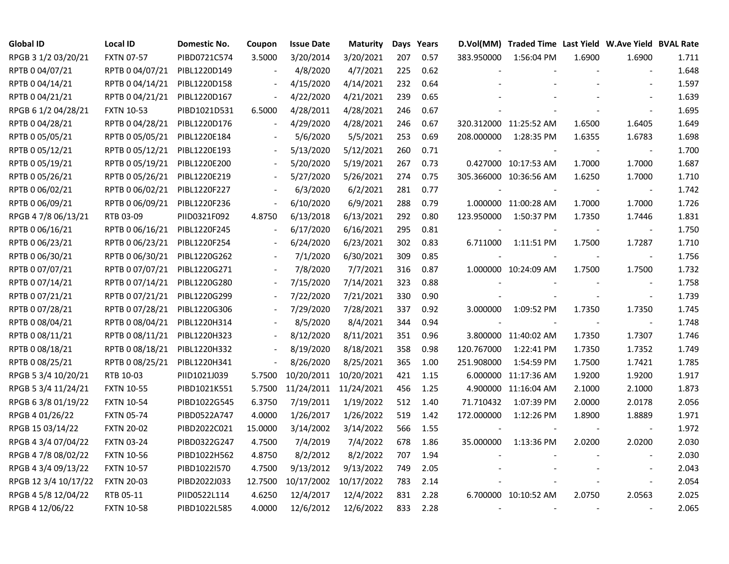| Global ID | Local ID | Domestic No. | Coupon | Issue Date | Maturity | Days | Years | D.Vol(MM) | Traded Time | Last Yield | W.Ave Yield | BVAL Rate |
|---|---|---|---|---|---|---|---|---|---|---|---|---|
| RPGB 3 1/2 03/20/21 | FXTN 07-57 | PIBD0721C574 | 3.5000 | 3/20/2014 | 3/20/2021 | 207 | 0.57 | 383.950000 | 1:56:04 PM | 1.6900 | 1.6900 | 1.711 |
| RPTB 0 04/07/21 | RPTB 0 04/07/21 | PIBL1220D149 | - | 4/8/2020 | 4/7/2021 | 225 | 0.62 | - | - | - | - | 1.648 |
| RPTB 0 04/14/21 | RPTB 0 04/14/21 | PIBL1220D158 | - | 4/15/2020 | 4/14/2021 | 232 | 0.64 | - | - | - | - | 1.597 |
| RPTB 0 04/21/21 | RPTB 0 04/21/21 | PIBL1220D167 | - | 4/22/2020 | 4/21/2021 | 239 | 0.65 | - | - | - | - | 1.639 |
| RPGB 6 1/2 04/28/21 | FXTN 10-53 | PIBD1021D531 | 6.5000 | 4/28/2011 | 4/28/2021 | 246 | 0.67 | - | - | - | - | 1.695 |
| RPTB 0 04/28/21 | RPTB 0 04/28/21 | PIBL1220D176 | - | 4/29/2020 | 4/28/2021 | 246 | 0.67 | 320.312000 | 11:25:52 AM | 1.6500 | 1.6405 | 1.649 |
| RPTB 0 05/05/21 | RPTB 0 05/05/21 | PIBL1220E184 | - | 5/6/2020 | 5/5/2021 | 253 | 0.69 | 208.000000 | 1:28:35 PM | 1.6355 | 1.6783 | 1.698 |
| RPTB 0 05/12/21 | RPTB 0 05/12/21 | PIBL1220E193 | - | 5/13/2020 | 5/12/2021 | 260 | 0.71 | - | - | - | - | 1.700 |
| RPTB 0 05/19/21 | RPTB 0 05/19/21 | PIBL1220E200 | - | 5/20/2020 | 5/19/2021 | 267 | 0.73 | 0.427000 | 10:17:53 AM | 1.7000 | 1.7000 | 1.687 |
| RPTB 0 05/26/21 | RPTB 0 05/26/21 | PIBL1220E219 | - | 5/27/2020 | 5/26/2021 | 274 | 0.75 | 305.366000 | 10:36:56 AM | 1.6250 | 1.7000 | 1.710 |
| RPTB 0 06/02/21 | RPTB 0 06/02/21 | PIBL1220F227 | - | 6/3/2020 | 6/2/2021 | 281 | 0.77 | - | - | - | - | 1.742 |
| RPTB 0 06/09/21 | RPTB 0 06/09/21 | PIBL1220F236 | - | 6/10/2020 | 6/9/2021 | 288 | 0.79 | 1.000000 | 11:00:28 AM | 1.7000 | 1.7000 | 1.726 |
| RPGB 4 7/8 06/13/21 | RTB 03-09 | PIID0321F092 | 4.8750 | 6/13/2018 | 6/13/2021 | 292 | 0.80 | 123.950000 | 1:50:37 PM | 1.7350 | 1.7446 | 1.831 |
| RPTB 0 06/16/21 | RPTB 0 06/16/21 | PIBL1220F245 | - | 6/17/2020 | 6/16/2021 | 295 | 0.81 | - | - | - | - | 1.750 |
| RPTB 0 06/23/21 | RPTB 0 06/23/21 | PIBL1220F254 | - | 6/24/2020 | 6/23/2021 | 302 | 0.83 | 6.711000 | 1:11:51 PM | 1.7500 | 1.7287 | 1.710 |
| RPTB 0 06/30/21 | RPTB 0 06/30/21 | PIBL1220G262 | - | 7/1/2020 | 6/30/2021 | 309 | 0.85 | - | - | - | - | 1.756 |
| RPTB 0 07/07/21 | RPTB 0 07/07/21 | PIBL1220G271 | - | 7/8/2020 | 7/7/2021 | 316 | 0.87 | 1.000000 | 10:24:09 AM | 1.7500 | 1.7500 | 1.732 |
| RPTB 0 07/14/21 | RPTB 0 07/14/21 | PIBL1220G280 | - | 7/15/2020 | 7/14/2021 | 323 | 0.88 | - | - | - | - | 1.758 |
| RPTB 0 07/21/21 | RPTB 0 07/21/21 | PIBL1220G299 | - | 7/22/2020 | 7/21/2021 | 330 | 0.90 | - | - | - | - | 1.739 |
| RPTB 0 07/28/21 | RPTB 0 07/28/21 | PIBL1220G306 | - | 7/29/2020 | 7/28/2021 | 337 | 0.92 | 3.000000 | 1:09:52 PM | 1.7350 | 1.7350 | 1.745 |
| RPTB 0 08/04/21 | RPTB 0 08/04/21 | PIBL1220H314 | - | 8/5/2020 | 8/4/2021 | 344 | 0.94 | - | - | - | - | 1.748 |
| RPTB 0 08/11/21 | RPTB 0 08/11/21 | PIBL1220H323 | - | 8/12/2020 | 8/11/2021 | 351 | 0.96 | 3.800000 | 11:40:02 AM | 1.7350 | 1.7307 | 1.746 |
| RPTB 0 08/18/21 | RPTB 0 08/18/21 | PIBL1220H332 | - | 8/19/2020 | 8/18/2021 | 358 | 0.98 | 120.767000 | 1:22:41 PM | 1.7350 | 1.7352 | 1.749 |
| RPTB 0 08/25/21 | RPTB 0 08/25/21 | PIBL1220H341 | - | 8/26/2020 | 8/25/2021 | 365 | 1.00 | 251.908000 | 1:54:59 PM | 1.7500 | 1.7421 | 1.785 |
| RPGB 5 3/4 10/20/21 | RTB 10-03 | PIID1021J039 | 5.7500 | 10/20/2011 | 10/20/2021 | 421 | 1.15 | 6.000000 | 11:17:36 AM | 1.9200 | 1.9200 | 1.917 |
| RPGB 5 3/4 11/24/21 | FXTN 10-55 | PIBD1021K551 | 5.7500 | 11/24/2011 | 11/24/2021 | 456 | 1.25 | 4.900000 | 11:16:04 AM | 2.1000 | 2.1000 | 1.873 |
| RPGB 6 3/8 01/19/22 | FXTN 10-54 | PIBD1022G545 | 6.3750 | 7/19/2011 | 1/19/2022 | 512 | 1.40 | 71.710432 | 1:07:39 PM | 2.0000 | 2.0178 | 2.056 |
| RPGB 4 01/26/22 | FXTN 05-74 | PIBD0522A747 | 4.0000 | 1/26/2017 | 1/26/2022 | 519 | 1.42 | 172.000000 | 1:12:26 PM | 1.8900 | 1.8889 | 1.971 |
| RPGB 15 03/14/22 | FXTN 20-02 | PIBD2022C021 | 15.0000 | 3/14/2002 | 3/14/2022 | 566 | 1.55 | - | - | - | - | 1.972 |
| RPGB 4 3/4 07/04/22 | FXTN 03-24 | PIBD0322G247 | 4.7500 | 7/4/2019 | 7/4/2022 | 678 | 1.86 | 35.000000 | 1:13:36 PM | 2.0200 | 2.0200 | 2.030 |
| RPGB 4 7/8 08/02/22 | FXTN 10-56 | PIBD1022H562 | 4.8750 | 8/2/2012 | 8/2/2022 | 707 | 1.94 | - | - | - | - | 2.030 |
| RPGB 4 3/4 09/13/22 | FXTN 10-57 | PIBD1022I570 | 4.7500 | 9/13/2012 | 9/13/2022 | 749 | 2.05 | - | - | - | - | 2.043 |
| RPGB 12 3/4 10/17/22 | FXTN 20-03 | PIBD2022J033 | 12.7500 | 10/17/2002 | 10/17/2022 | 783 | 2.14 | - | - | - | - | 2.054 |
| RPGB 4 5/8 12/04/22 | RTB 05-11 | PIID0522L114 | 4.6250 | 12/4/2017 | 12/4/2022 | 831 | 2.28 | 6.700000 | 10:10:52 AM | 2.0750 | 2.0563 | 2.025 |
| RPGB 4 12/06/22 | FXTN 10-58 | PIBD1022L585 | 4.0000 | 12/6/2012 | 12/6/2022 | 833 | 2.28 | - | - | - | - | 2.065 |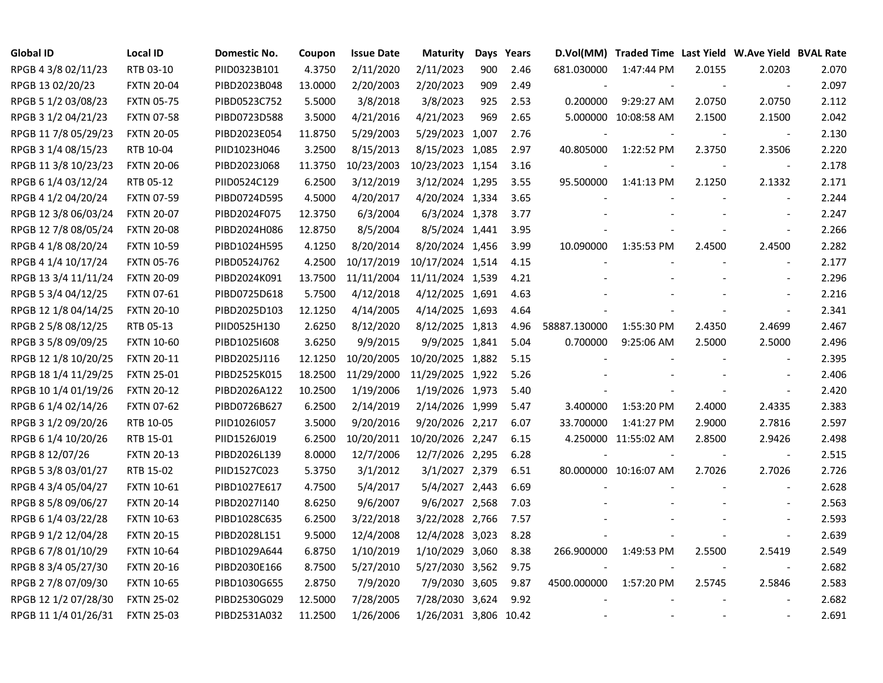| Global ID | Local ID | Domestic No. | Coupon | Issue Date | Maturity | Days | Years | D.Vol(MM) | Traded Time | Last Yield | W.Ave Yield | BVAL Rate |
|---|---|---|---|---|---|---|---|---|---|---|---|---|
| RPGB 4 3/8 02/11/23 | RTB 03-10 | PIID0323B101 | 4.3750 | 2/11/2020 | 2/11/2023 | 900 | 2.46 | 681.030000 | 1:47:44 PM | 2.0155 | 2.0203 | 2.070 |
| RPGB 13 02/20/23 | FXTN 20-04 | PIBD2023B048 | 13.0000 | 2/20/2003 | 2/20/2023 | 909 | 2.49 | - | - | - | - | 2.097 |
| RPGB 5 1/2 03/08/23 | FXTN 05-75 | PIBD0523C752 | 5.5000 | 3/8/2018 | 3/8/2023 | 925 | 2.53 | 0.200000 | 9:29:27 AM | 2.0750 | 2.0750 | 2.112 |
| RPGB 3 1/2 04/21/23 | FXTN 07-58 | PIBD0723D588 | 3.5000 | 4/21/2016 | 4/21/2023 | 969 | 2.65 | 5.000000 | 10:08:58 AM | 2.1500 | 2.1500 | 2.042 |
| RPGB 11 7/8 05/29/23 | FXTN 20-05 | PIBD2023E054 | 11.8750 | 5/29/2003 | 5/29/2023 | 1,007 | 2.76 | - | - | - | - | 2.130 |
| RPGB 3 1/4 08/15/23 | RTB 10-04 | PIID1023H046 | 3.2500 | 8/15/2013 | 8/15/2023 | 1,085 | 2.97 | 40.805000 | 1:22:52 PM | 2.3750 | 2.3506 | 2.220 |
| RPGB 11 3/8 10/23/23 | FXTN 20-06 | PIBD2023J068 | 11.3750 | 10/23/2003 | 10/23/2023 | 1,154 | 3.16 | - | - | - | - | 2.178 |
| RPGB 6 1/4 03/12/24 | RTB 05-12 | PIID0524C129 | 6.2500 | 3/12/2019 | 3/12/2024 | 1,295 | 3.55 | 95.500000 | 1:41:13 PM | 2.1250 | 2.1332 | 2.171 |
| RPGB 4 1/2 04/20/24 | FXTN 07-59 | PIBD0724D595 | 4.5000 | 4/20/2017 | 4/20/2024 | 1,334 | 3.65 | - | - | - | - | 2.244 |
| RPGB 12 3/8 06/03/24 | FXTN 20-07 | PIBD2024F075 | 12.3750 | 6/3/2004 | 6/3/2024 | 1,378 | 3.77 | - | - | - | - | 2.247 |
| RPGB 12 7/8 08/05/24 | FXTN 20-08 | PIBD2024H086 | 12.8750 | 8/5/2004 | 8/5/2024 | 1,441 | 3.95 | - | - | - | - | 2.266 |
| RPGB 4 1/8 08/20/24 | FXTN 10-59 | PIBD1024H595 | 4.1250 | 8/20/2014 | 8/20/2024 | 1,456 | 3.99 | 10.090000 | 1:35:53 PM | 2.4500 | 2.4500 | 2.282 |
| RPGB 4 1/4 10/17/24 | FXTN 05-76 | PIBD0524J762 | 4.2500 | 10/17/2019 | 10/17/2024 | 1,514 | 4.15 | - | - | - | - | 2.177 |
| RPGB 13 3/4 11/11/24 | FXTN 20-09 | PIBD2024K091 | 13.7500 | 11/11/2004 | 11/11/2024 | 1,539 | 4.21 | - | - | - | - | 2.296 |
| RPGB 5 3/4 04/12/25 | FXTN 07-61 | PIBD0725D618 | 5.7500 | 4/12/2018 | 4/12/2025 | 1,691 | 4.63 | - | - | - | - | 2.216 |
| RPGB 12 1/8 04/14/25 | FXTN 20-10 | PIBD2025D103 | 12.1250 | 4/14/2005 | 4/14/2025 | 1,693 | 4.64 | - | - | - | - | 2.341 |
| RPGB 2 5/8 08/12/25 | RTB 05-13 | PIID0525H130 | 2.6250 | 8/12/2020 | 8/12/2025 | 1,813 | 4.96 | 58887.130000 | 1:55:30 PM | 2.4350 | 2.4699 | 2.467 |
| RPGB 3 5/8 09/09/25 | FXTN 10-60 | PIBD1025I608 | 3.6250 | 9/9/2015 | 9/9/2025 | 1,841 | 5.04 | 0.700000 | 9:25:06 AM | 2.5000 | 2.5000 | 2.496 |
| RPGB 12 1/8 10/20/25 | FXTN 20-11 | PIBD2025J116 | 12.1250 | 10/20/2005 | 10/20/2025 | 1,882 | 5.15 | - | - | - | - | 2.395 |
| RPGB 18 1/4 11/29/25 | FXTN 25-01 | PIBD2525K015 | 18.2500 | 11/29/2000 | 11/29/2025 | 1,922 | 5.26 | - | - | - | - | 2.406 |
| RPGB 10 1/4 01/19/26 | FXTN 20-12 | PIBD2026A122 | 10.2500 | 1/19/2006 | 1/19/2026 | 1,973 | 5.40 | - | - | - | - | 2.420 |
| RPGB 6 1/4 02/14/26 | FXTN 07-62 | PIBD0726B627 | 6.2500 | 2/14/2019 | 2/14/2026 | 1,999 | 5.47 | 3.400000 | 1:53:20 PM | 2.4000 | 2.4335 | 2.383 |
| RPGB 3 1/2 09/20/26 | RTB 10-05 | PIID1026I057 | 3.5000 | 9/20/2016 | 9/20/2026 | 2,217 | 6.07 | 33.700000 | 1:41:27 PM | 2.9000 | 2.7816 | 2.597 |
| RPGB 6 1/4 10/20/26 | RTB 15-01 | PIID1526J019 | 6.2500 | 10/20/2011 | 10/20/2026 | 2,247 | 6.15 | 4.250000 | 11:55:02 AM | 2.8500 | 2.9426 | 2.498 |
| RPGB 8 12/07/26 | FXTN 20-13 | PIBD2026L139 | 8.0000 | 12/7/2006 | 12/7/2026 | 2,295 | 6.28 | - | - | - | - | 2.515 |
| RPGB 5 3/8 03/01/27 | RTB 15-02 | PIID1527C023 | 5.3750 | 3/1/2012 | 3/1/2027 | 2,379 | 6.51 | 80.000000 | 10:16:07 AM | 2.7026 | 2.7026 | 2.726 |
| RPGB 4 3/4 05/04/27 | FXTN 10-61 | PIBD1027E617 | 4.7500 | 5/4/2017 | 5/4/2027 | 2,443 | 6.69 | - | - | - | - | 2.628 |
| RPGB 8 5/8 09/06/27 | FXTN 20-14 | PIBD2027I140 | 8.6250 | 9/6/2007 | 9/6/2027 | 2,568 | 7.03 | - | - | - | - | 2.563 |
| RPGB 6 1/4 03/22/28 | FXTN 10-63 | PIBD1028C635 | 6.2500 | 3/22/2018 | 3/22/2028 | 2,766 | 7.57 | - | - | - | - | 2.593 |
| RPGB 9 1/2 12/04/28 | FXTN 20-15 | PIBD2028L151 | 9.5000 | 12/4/2008 | 12/4/2028 | 3,023 | 8.28 | - | - | - | - | 2.639 |
| RPGB 6 7/8 01/10/29 | FXTN 10-64 | PIBD1029A644 | 6.8750 | 1/10/2019 | 1/10/2029 | 3,060 | 8.38 | 266.900000 | 1:49:53 PM | 2.5500 | 2.5419 | 2.549 |
| RPGB 8 3/4 05/27/30 | FXTN 20-16 | PIBD2030E166 | 8.7500 | 5/27/2010 | 5/27/2030 | 3,562 | 9.75 | - | - | - | - | 2.682 |
| RPGB 2 7/8 07/09/30 | FXTN 10-65 | PIBD1030G655 | 2.8750 | 7/9/2020 | 7/9/2030 | 3,605 | 9.87 | 4500.000000 | 1:57:20 PM | 2.5745 | 2.5846 | 2.583 |
| RPGB 12 1/2 07/28/30 | FXTN 25-02 | PIBD2530G029 | 12.5000 | 7/28/2005 | 7/28/2030 | 3,624 | 9.92 | - | - | - | - | 2.682 |
| RPGB 11 1/4 01/26/31 | FXTN 25-03 | PIBD2531A032 | 11.2500 | 1/26/2006 | 1/26/2031 | 3,806 | 10.42 | - | - | - | - | 2.691 |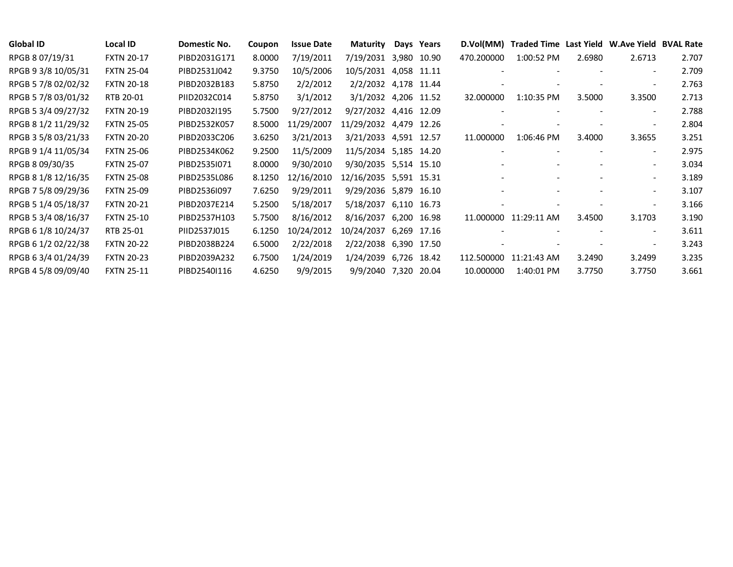| Global ID | Local ID | Domestic No. | Coupon | Issue Date | Maturity | Days | Years | D.Vol(MM) | Traded Time | Last Yield | W.Ave Yield | BVAL Rate |
|---|---|---|---|---|---|---|---|---|---|---|---|---|
| RPGB 8 07/19/31 | FXTN 20-17 | PIBD2031G171 | 8.0000 | 7/19/2011 | 7/19/2031 | 3,980 | 10.90 | 470.200000 | 1:00:52 PM | 2.6980 | 2.6713 | 2.707 |
| RPGB 9 3/8 10/05/31 | FXTN 25-04 | PIBD2531J042 | 9.3750 | 10/5/2006 | 10/5/2031 | 4,058 | 11.11 | - | - | - | - | 2.709 |
| RPGB 5 7/8 02/02/32 | FXTN 20-18 | PIBD2032B183 | 5.8750 | 2/2/2012 | 2/2/2032 | 4,178 | 11.44 | - | - | - | - | 2.763 |
| RPGB 5 7/8 03/01/32 | RTB 20-01 | PIID2032C014 | 5.8750 | 3/1/2012 | 3/1/2032 | 4,206 | 11.52 | 32.000000 | 1:10:35 PM | 3.5000 | 3.3500 | 2.713 |
| RPGB 5 3/4 09/27/32 | FXTN 20-19 | PIBD2032I195 | 5.7500 | 9/27/2012 | 9/27/2032 | 4,416 | 12.09 | - | - | - | - | 2.788 |
| RPGB 8 1/2 11/29/32 | FXTN 25-05 | PIBD2532K057 | 8.5000 | 11/29/2007 | 11/29/2032 | 4,479 | 12.26 | - | - | - | - | 2.804 |
| RPGB 3 5/8 03/21/33 | FXTN 20-20 | PIBD2033C206 | 3.6250 | 3/21/2013 | 3/21/2033 | 4,591 | 12.57 | 11.000000 | 1:06:46 PM | 3.4000 | 3.3655 | 3.251 |
| RPGB 9 1/4 11/05/34 | FXTN 25-06 | PIBD2534K062 | 9.2500 | 11/5/2009 | 11/5/2034 | 5,185 | 14.20 | - | - | - | - | 2.975 |
| RPGB 8 09/30/35 | FXTN 25-07 | PIBD2535I071 | 8.0000 | 9/30/2010 | 9/30/2035 | 5,514 | 15.10 | - | - | - | - | 3.034 |
| RPGB 8 1/8 12/16/35 | FXTN 25-08 | PIBD2535L086 | 8.1250 | 12/16/2010 | 12/16/2035 | 5,591 | 15.31 | - | - | - | - | 3.189 |
| RPGB 7 5/8 09/29/36 | FXTN 25-09 | PIBD2536I097 | 7.6250 | 9/29/2011 | 9/29/2036 | 5,879 | 16.10 | - | - | - | - | 3.107 |
| RPGB 5 1/4 05/18/37 | FXTN 20-21 | PIBD2037E214 | 5.2500 | 5/18/2017 | 5/18/2037 | 6,110 | 16.73 | - | - | - | - | 3.166 |
| RPGB 5 3/4 08/16/37 | FXTN 25-10 | PIBD2537H103 | 5.7500 | 8/16/2012 | 8/16/2037 | 6,200 | 16.98 | 11.000000 | 11:29:11 AM | 3.4500 | 3.1703 | 3.190 |
| RPGB 6 1/8 10/24/37 | RTB 25-01 | PIID2537J015 | 6.1250 | 10/24/2012 | 10/24/2037 | 6,269 | 17.16 | - | - | - | - | 3.611 |
| RPGB 6 1/2 02/22/38 | FXTN 20-22 | PIBD2038B224 | 6.5000 | 2/22/2018 | 2/22/2038 | 6,390 | 17.50 | - | - | - | - | 3.243 |
| RPGB 6 3/4 01/24/39 | FXTN 20-23 | PIBD2039A232 | 6.7500 | 1/24/2019 | 1/24/2039 | 6,726 | 18.42 | 112.500000 | 11:21:43 AM | 3.2490 | 3.2499 | 3.235 |
| RPGB 4 5/8 09/09/40 | FXTN 25-11 | PIBD2540I116 | 4.6250 | 9/9/2015 | 9/9/2040 | 7,320 | 20.04 | 10.000000 | 1:40:01 PM | 3.7750 | 3.7750 | 3.661 |